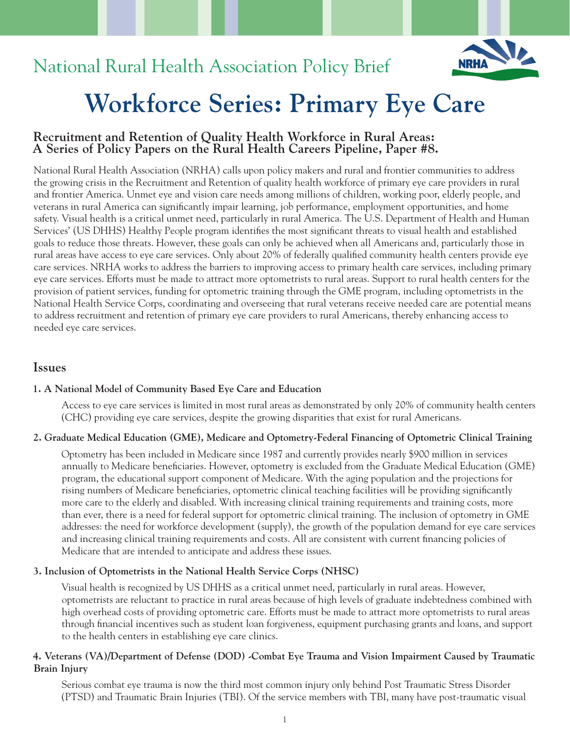National Rural Health Association Policy Brief

# Workforce Series: Primary Eye Care

### Recruitment and Retention of Quality Health Workforce in Rural Areas: A Series of Policy Papers on the Rural Health Careers Pipeline, Paper #8.

National Rural Health Association (NRHA) calls upon policy makers and rural and frontier communities to address the growing crisis in the Recruitment and Retention of quality health workforce of primary eye care providers in rural and frontier America. Unmet eye and vision care needs among millions of children, working poor, elderly people, and veterans in rural America can significantly impair learning, job performance, employment opportunities, and home safety. Visual health is a critical unmet need, particularly in rural America. The U.S. Department of Health and Human Services' (US DHHS) Healthy People program identifies the most significant threats to visual health and established goals to reduce those threats. However, these goals can only be achieved when all Americans and, particularly those in rural areas have access to eye care services. Only about 20% of federally qualified community health centers provide eye care services. NRHA works to address the barriers to improving access to primary health care services, including primary eye care services. Efforts must be made to attract more optometrists to rural areas. Support to rural health centers for the provision of patient services, funding for optometric training through the GME program, including optometrists in the National Health Service Corps, coordinating and overseeing that rural veterans receive needed care are potential means to address recruitment and retention of primary eye care providers to rural Americans, thereby enhancing access to needed eye care services.

## Issues

**1. A National Model of Community Based Eye Care and Education**

Access to eye care services is limited in most rural areas as demonstrated by only 20% of community health centers (CHC) providing eye care services, despite the growing disparities that exist for rural Americans.

**2. Graduate Medical Education (GME), Medicare and Optometry-Federal Financing of Optometric Clinical Training**

Optometry has been included in Medicare since 1987 and currently provides nearly $900 million in services annually to Medicare beneficiaries. However, optometry is excluded from the Graduate Medical Education (GME) program, the educational support component of Medicare. With the aging population and the projections for rising numbers of Medicare beneficiaries, optometric clinical teaching facilities will be providing significantly more care to the elderly and disabled. With increasing clinical training requirements and training costs, more than ever, there is a need for federal support for optometric clinical training. The inclusion of optometry in GME addresses: the need for workforce development (supply), the growth of the population demand for eye care services and increasing clinical training requirements and costs. All are consistent with current financing policies of Medicare that are intended to anticipate and address these issues.

**3. Inclusion of Optometrists in the National Health Service Corps (NHSC)**

Visual health is recognized by US DHHS as a critical unmet need, particularly in rural areas. However, optometrists are reluctant to practice in rural areas because of high levels of graduate indebtedness combined with high overhead costs of providing optometric care. Efforts must be made to attract more optometrists to rural areas through financial incentives such as student loan forgiveness, equipment purchasing grants and loans, and support to the health centers in establishing eye care clinics.

**4. Veterans (VA)/Department of Defense (DOD) -Combat Eye Trauma and Vision Impairment Caused by Traumatic Brain Injury**

Serious combat eye trauma is now the third most common injury only behind Post Traumatic Stress Disorder (PTSD) and Traumatic Brain Injuries (TBI). Of the service members with TBI, many have post-traumatic visual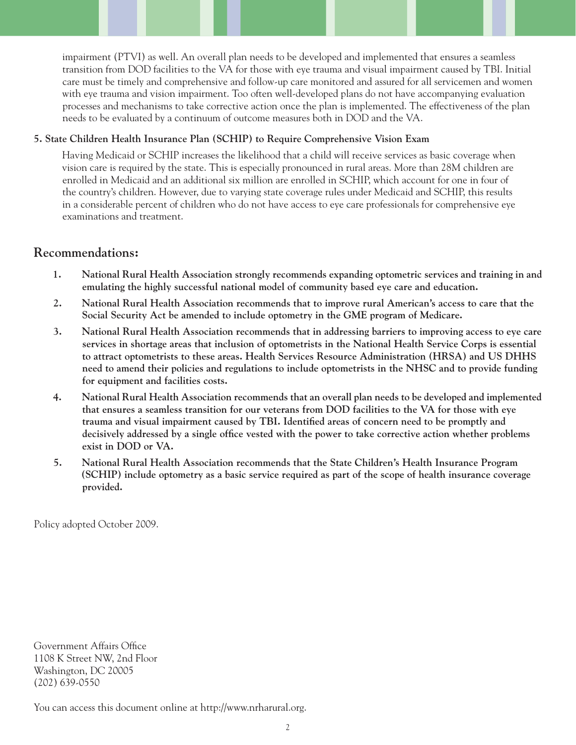impairment (PTVI) as well. An overall plan needs to be developed and implemented that ensures a seamless transition from DOD facilities to the VA for those with eye trauma and visual impairment caused by TBI. Initial care must be timely and comprehensive and follow-up care monitored and assured for all servicemen and women with eye trauma and vision impairment. Too often well-developed plans do not have accompanying evaluation processes and mechanisms to take corrective action once the plan is implemented. The effectiveness of the plan needs to be evaluated by a continuum of outcome measures both in DOD and the VA.

**5. State Children Health Insurance Plan (SCHIP) to Require Comprehensive Vision Exam**

Having Medicaid or SCHIP increases the likelihood that a child will receive services as basic coverage when vision care is required by the state. This is especially pronounced in rural areas. More than 28M children are enrolled in Medicaid and an additional six million are enrolled in SCHIP, which account for one in four of the country's children. However, due to varying state coverage rules under Medicaid and SCHIP, this results in a considerable percent of children who do not have access to eye care professionals for comprehensive eye examinations and treatment.

## Recommendations:

1. **National Rural Health Association strongly recommends expanding optometric services and training in and emulating the highly successful national model of community based eye care and education.**
2. **National Rural Health Association recommends that to improve rural American's access to care that the Social Security Act be amended to include optometry in the GME program of Medicare.**
3. **National Rural Health Association recommends that in addressing barriers to improving access to eye care services in shortage areas that inclusion of optometrists in the National Health Service Corps is essential to attract optometrists to these areas. Health Services Resource Administration (HRSA) and US DHHS need to amend their policies and regulations to include optometrists in the NHSC and to provide funding for equipment and facilities costs.**
4. **National Rural Health Association recommends that an overall plan needs to be developed and implemented that ensures a seamless transition for our veterans from DOD facilities to the VA for those with eye trauma and visual impairment caused by TBI. Identified areas of concern need to be promptly and decisively addressed by a single office vested with the power to take corrective action whether problems exist in DOD or VA.**
5. **National Rural Health Association recommends that the State Children's Health Insurance Program (SCHIP) include optometry as a basic service required as part of the scope of health insurance coverage provided.**

Policy adopted October 2009.

Government Affairs Office
1108 K Street NW, 2nd Floor
Washington, DC 20005
(202) 639-0550

You can access this document online at http://www.nrharural.org.